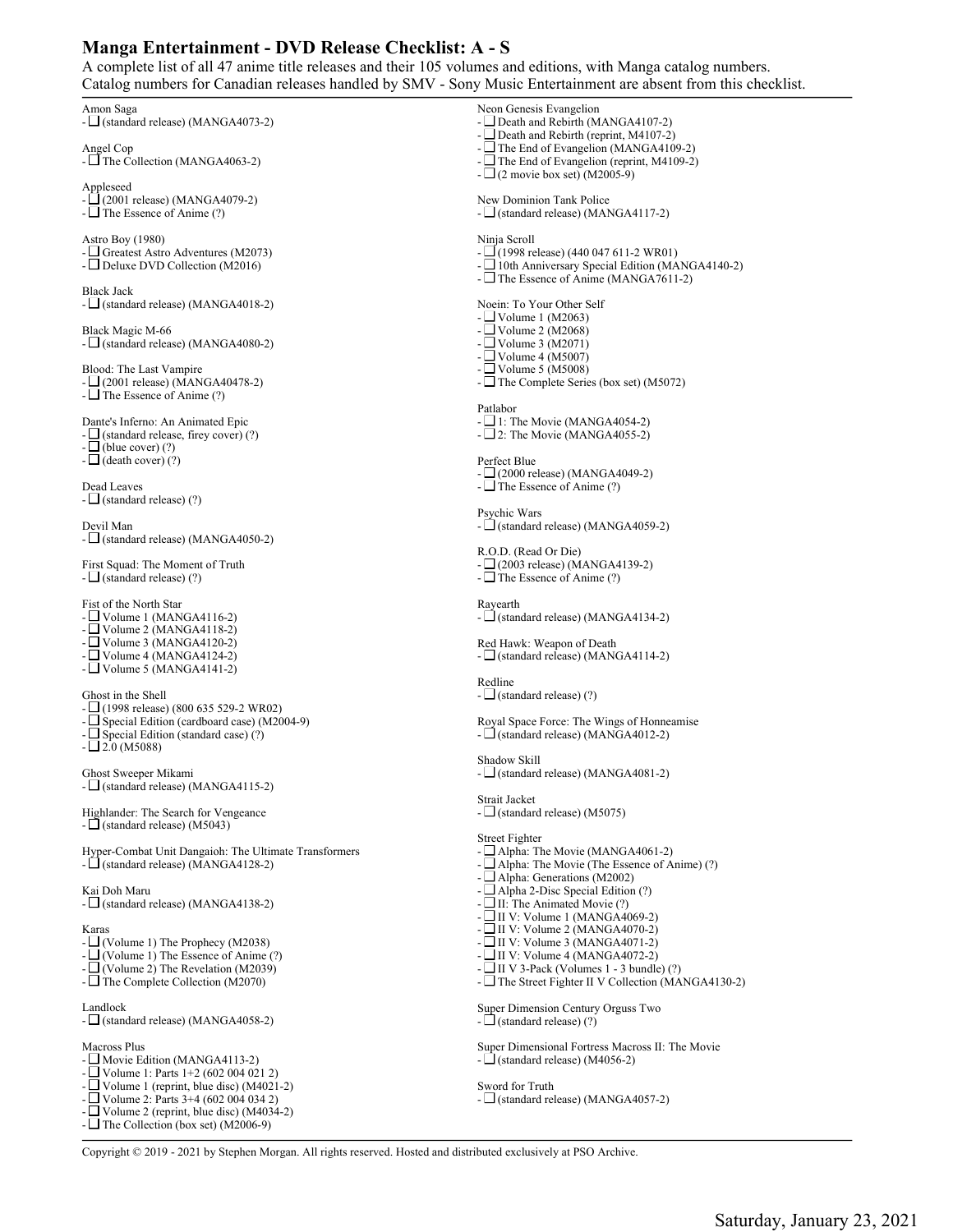# Manga Entertainment - DVD Release Checklist: A - S

A complete list of all 47 anime title releases and their 105 volumes and editions, with Manga catalog numbers.
Catalog numbers for Canadian releases handled by SMV - Sony Music Entertainment are absent from this checklist.

Amon Saga
- ❑ (standard release) (MANGA4073-2)

Angel Cop
- ❑ The Collection (MANGA4063-2)

Appleseed
- ❑ (2001 release) (MANGA4079-2)
- ❑ The Essence of Anime (?)

Astro Boy (1980)
- ❑ Greatest Astro Adventures (M2073)
- ❑ Deluxe DVD Collection (M2016)

Black Jack
- ❑ (standard release) (MANGA4018-2)

Black Magic M-66
- ❑ (standard release) (MANGA4080-2)

Blood: The Last Vampire
- ❑ (2001 release) (MANGA40478-2)
- ❑ The Essence of Anime (?)

Dante's Inferno: An Animated Epic
- ❑ (standard release, firey cover) (?)
- ❑ (blue cover) (?)
- ❑ (death cover) (?)

Dead Leaves
- ❑ (standard release) (?)

Devil Man
- ❑ (standard release) (MANGA4050-2)

First Squad: The Moment of Truth
- ❑ (standard release) (?)

Fist of the North Star
- ❑ Volume 1 (MANGA4116-2)
- ❑ Volume 2 (MANGA4118-2)
- ❑ Volume 3 (MANGA4120-2)
- ❑ Volume 4 (MANGA4124-2)
- ❑ Volume 5 (MANGA4141-2)

Ghost in the Shell
- ❑ (1998 release) (800 635 529-2 WR02)
- ❑ Special Edition (cardboard case) (M2004-9)
- ❑ Special Edition (standard case) (?)
- ❑ 2.0 (M5088)

Ghost Sweeper Mikami
- ❑ (standard release) (MANGA4115-2)

Highlander: The Search for Vengeance
- ❑ (standard release) (M5043)

Hyper-Combat Unit Dangaioh: The Ultimate Transformers
- ❑ (standard release) (MANGA4128-2)

Kai Doh Maru
- ❑ (standard release) (MANGA4138-2)

Karas
- ❑ (Volume 1) The Prophecy (M2038)
- ❑ (Volume 1) The Essence of Anime (?)
- ❑ (Volume 2) The Revelation (M2039)
- ❑ The Complete Collection (M2070)

Landlock
- ❑ (standard release) (MANGA4058-2)

Macross Plus
- ❑ Movie Edition (MANGA4113-2)
- ❑ Volume 1: Parts 1+2 (602 004 021 2)
- ❑ Volume 1 (reprint, blue disc) (M4021-2)
- ❑ Volume 2: Parts 3+4 (602 004 034 2)
- ❑ Volume 2 (reprint, blue disc) (M4034-2)
- ❑ The Collection (box set) (M2006-9)

Neon Genesis Evangelion
- ❑ Death and Rebirth (MANGA4107-2)
- ❑ Death and Rebirth (reprint, M4107-2)
- ❑ The End of Evangelion (MANGA4109-2)
- ❑ The End of Evangelion (reprint, M4109-2)
- ❑ (2 movie box set) (M2005-9)

New Dominion Tank Police
- ❑ (standard release) (MANGA4117-2)

Ninja Scroll
- ❑ (1998 release) (440 047 611-2 WR01)
- ❑ 10th Anniversary Special Edition (MANGA4140-2)
- ❑ The Essence of Anime (MANGA7611-2)

Noein: To Your Other Self
- ❑ Volume 1 (M2063)
- ❑ Volume 2 (M2068)
- ❑ Volume 3 (M2071)
- ❑ Volume 4 (M5007)
- ❑ Volume 5 (M5008)
- ❑ The Complete Series (box set) (M5072)

Patlabor
- ❑ 1: The Movie (MANGA4054-2)
- ❑ 2: The Movie (MANGA4055-2)

Perfect Blue
- ❑ (2000 release) (MANGA4049-2)
- ❑ The Essence of Anime (?)

Psychic Wars
- ❑ (standard release) (MANGA4059-2)

R.O.D. (Read Or Die)
- ❑ (2003 release) (MANGA4139-2)
- ❑ The Essence of Anime (?)

Rayearth
- ❑ (standard release) (MANGA4134-2)

Red Hawk: Weapon of Death
- ❑ (standard release) (MANGA4114-2)

Redline
- ❑ (standard release) (?)

Royal Space Force: The Wings of Honneamise
- ❑ (standard release) (MANGA4012-2)

Shadow Skill
- ❑ (standard release) (MANGA4081-2)

Strait Jacket
- ❑ (standard release) (M5075)

Street Fighter
- ❑ Alpha: The Movie (MANGA4061-2)
- ❑ Alpha: The Movie (The Essence of Anime) (?)
- ❑ Alpha: Generations (M2002)
- ❑ Alpha 2-Disc Special Edition (?)
- ❑ II: The Animated Movie (?)
- ❑ II V: Volume 1 (MANGA4069-2)
- ❑ II V: Volume 2 (MANGA4070-2)
- ❑ II V: Volume 3 (MANGA4071-2)
- ❑ II V: Volume 4 (MANGA4072-2)
- ❑ II V 3-Pack (Volumes 1 - 3 bundle) (?)
- ❑ The Street Fighter II V Collection (MANGA4130-2)

Super Dimension Century Orguss Two
- ❑ (standard release) (?)

Super Dimensional Fortress Macross II: The Movie
- ❑ (standard release) (M4056-2)

Sword for Truth
- ❑ (standard release) (MANGA4057-2)

Copyright © 2019 - 2021 by Stephen Morgan. All rights reserved. Hosted and distributed exclusively at PSO Archive.

Saturday, January 23, 2021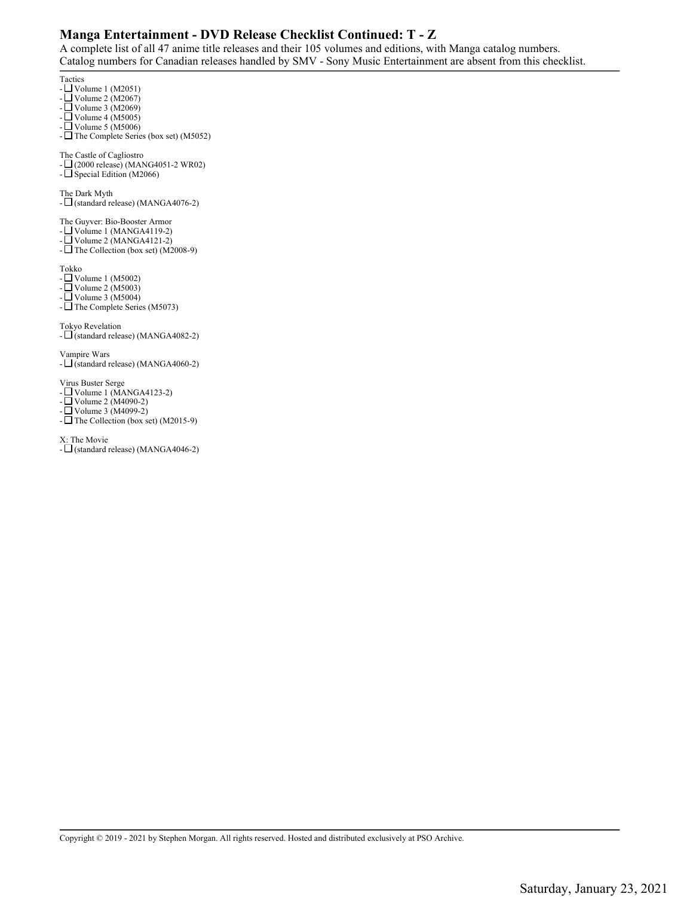# Manga Entertainment - DVD Release Checklist Continued: T - Z

A complete list of all 47 anime title releases and their 105 volumes and editions, with Manga catalog numbers.
Catalog numbers for Canadian releases handled by SMV - Sony Music Entertainment are absent from this checklist.

Tactics
- ☐ Volume 1 (M2051)
- ☐ Volume 2 (M2067)
- ☐ Volume 3 (M2069)
- ☐ Volume 4 (M5005)
- ☐ Volume 5 (M5006)
- ☐ The Complete Series (box set) (M5052)

The Castle of Cagliostro
- ☐ (2000 release) (MANG4051-2 WR02)
- ☐ Special Edition (M2066)

The Dark Myth
- ☐ (standard release) (MANGA4076-2)

The Guyver: Bio-Booster Armor
- ☐ Volume 1 (MANGA4119-2)
- ☐ Volume 2 (MANGA4121-2)
- ☐ The Collection (box set) (M2008-9)

Tokko
- ☐ Volume 1 (M5002)
- ☐ Volume 2 (M5003)
- ☐ Volume 3 (M5004)
- ☐ The Complete Series (M5073)

Tokyo Revelation
- ☐ (standard release) (MANGA4082-2)

Vampire Wars
- ☐ (standard release) (MANGA4060-2)

Virus Buster Serge
- ☐ Volume 1 (MANGA4123-2)
- ☐ Volume 2 (M4090-2)
- ☐ Volume 3 (M4099-2)
- ☐ The Collection (box set) (M2015-9)

X: The Movie
- ☐ (standard release) (MANGA4046-2)

Copyright © 2019 - 2021 by Stephen Morgan. All rights reserved. Hosted and distributed exclusively at PSO Archive.

Saturday, January 23, 2021